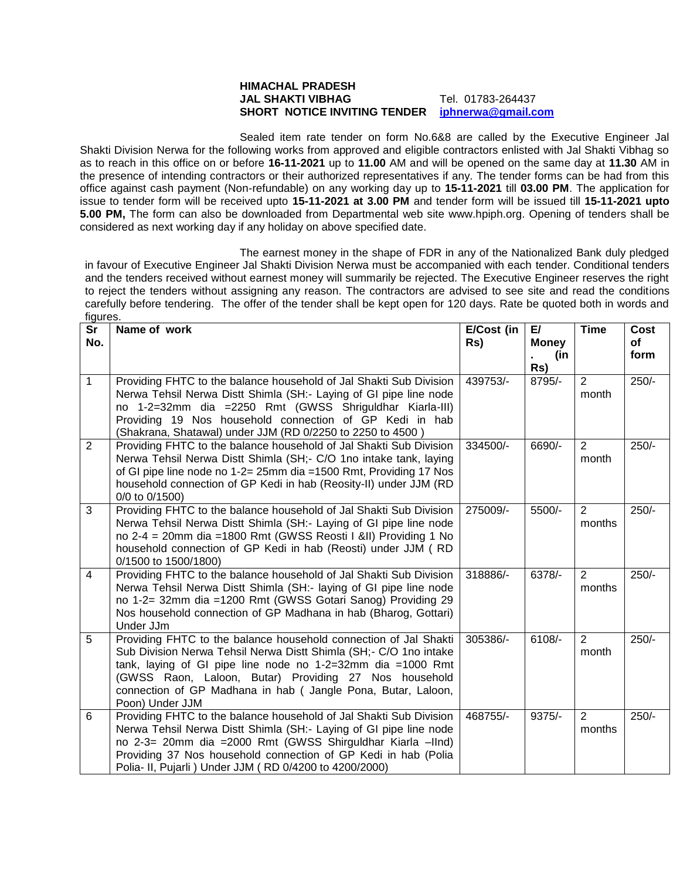**HIMACHAL PRADESH**
**JAL SHAKTI VIBHAG** Tel. 01783-264437
**SHORT NOTICE INVITING TENDER** iphnerwa@gmail.com

Sealed item rate tender on form No.6&8 are called by the Executive Engineer Jal Shakti Division Nerwa for the following works from approved and eligible contractors enlisted with Jal Shakti Vibhag so as to reach in this office on or before **16-11-2021** up to **11.00** AM and will be opened on the same day at **11.30** AM in the presence of intending contractors or their authorized representatives if any. The tender forms can be had from this office against cash payment (Non-refundable) on any working day up to **15-11-2021** till **03.00 PM**. The application for issue to tender form will be received upto **15-11-2021 at 3.00 PM** and tender form will be issued till **15-11-2021 upto 5.00 PM,** The form can also be downloaded from Departmental web site www.hpiph.org. Opening of tenders shall be considered as next working day if any holiday on above specified date.

The earnest money in the shape of FDR in any of the Nationalized Bank duly pledged in favour of Executive Engineer Jal Shakti Division Nerwa must be accompanied with each tender. Conditional tenders and the tenders received without earnest money will summarily be rejected. The Executive Engineer reserves the right to reject the tenders without assigning any reason. The contractors are advised to see site and read the conditions carefully before tendering. The offer of the tender shall be kept open for 120 days. Rate be quoted both in words and figures.

| Sr No. | Name of work | E/Cost (in Rs) | E/ Money. (in Rs) | Time | Cost of form |
|---|---|---|---|---|---|
| 1 | Providing FHTC to the balance household of Jal Shakti Sub Division Nerwa Tehsil Nerwa Distt Shimla (SH:- Laying of GI pipe line node no 1-2=32mm dia =2250 Rmt (GWSS Shriguldhar Kiarla-III) Providing 19 Nos household connection of GP Kedi in hab (Shakrana, Shatawal) under JJM (RD 0/2250 to 2250 to 4500 ) | 439753/- | 8795/- | 2 month | 250/- |
| 2 | Providing FHTC to the balance household of Jal Shakti Sub Division Nerwa Tehsil Nerwa Distt Shimla (SH;- C/O 1no intake tank, laying of GI pipe line node no 1-2= 25mm dia =1500 Rmt, Providing 17 Nos household connection of GP Kedi in hab (Reosity-II) under JJM (RD 0/0 to 0/1500) | 334500/- | 6690/- | 2 month | 250/- |
| 3 | Providing FHTC to the balance household of Jal Shakti Sub Division Nerwa Tehsil Nerwa Distt Shimla (SH:- Laying of GI pipe line node no 2-4 = 20mm dia =1800 Rmt (GWSS Reosti I &II) Providing 1 No household connection of GP Kedi in hab (Reosti) under JJM ( RD 0/1500 to 1500/1800) | 275009/- | 5500/- | 2 months | 250/- |
| 4 | Providing FHTC to the balance household of Jal Shakti Sub Division Nerwa Tehsil Nerwa Distt Shimla (SH:- laying of GI pipe line node no 1-2= 32mm dia =1200 Rmt (GWSS Gotari Sanog) Providing 29 Nos household connection of GP Madhana in hab (Bharog, Gottari) Under JJm | 318886/- | 6378/- | 2 months | 250/- |
| 5 | Providing FHTC to the balance household connection of Jal Shakti Sub Division Nerwa Tehsil Nerwa Distt Shimla (SH;- C/O 1no intake tank, laying of GI pipe line node no 1-2=32mm dia =1000 Rmt (GWSS Raon, Laloon, Butar) Providing 27 Nos household connection of GP Madhana in hab ( Jangle Pona, Butar, Laloon, Poon) Under JJM | 305386/- | 6108/- | 2 month | 250/- |
| 6 | Providing FHTC to the balance household of Jal Shakti Sub Division Nerwa Tehsil Nerwa Distt Shimla (SH:- Laying of GI pipe line node no 2-3= 20mm dia =2000 Rmt (GWSS Shirguldhar Kiarla –IInd) Providing 37 Nos household connection of GP Kedi in hab (Polia Polia- II, Pujarli ) Under JJM ( RD 0/4200 to 4200/2000) | 468755/- | 9375/- | 2 months | 250/- |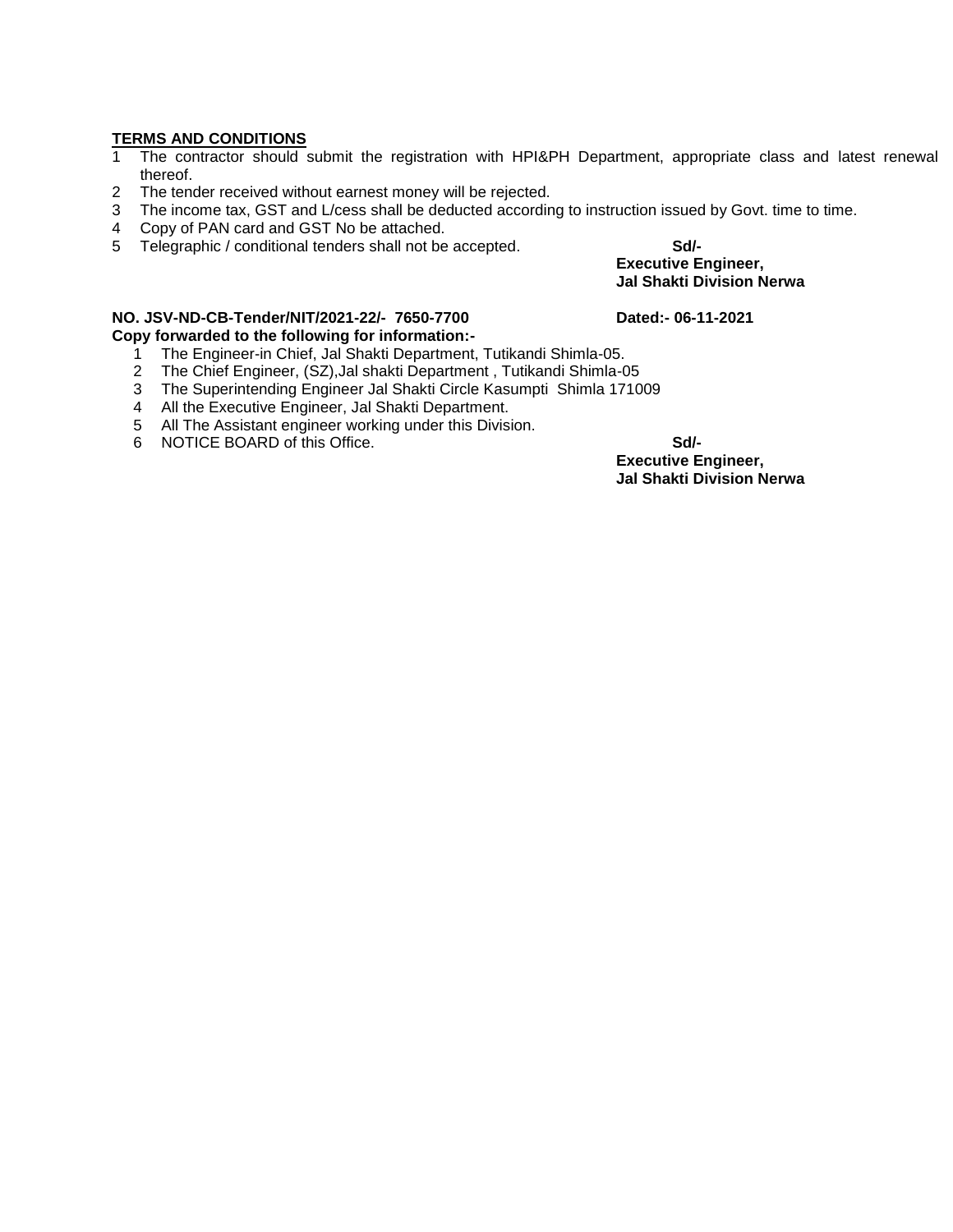**TERMS AND CONDITIONS**

1. The contractor should submit the registration with HPI&PH Department, appropriate class and latest renewal thereof.
2. The tender received without earnest money will be rejected.
3. The income tax, GST and L/cess shall be deducted according to instruction issued by Govt. time to time.
4. Copy of PAN card and GST No be attached.
5. Telegraphic / conditional tenders shall not be accepted.

**Sd/-**
**Executive Engineer,**
**Jal Shakti Division Nerwa**

**NO. JSV-ND-CB-Tender/NIT/2021-22/- 7650-7700** **Dated:- 06-11-2021**

**Copy forwarded to the following for information:-**

1. The Engineer-in Chief, Jal Shakti Department, Tutikandi Shimla-05.
2. The Chief Engineer, (SZ),Jal shakti Department , Tutikandi Shimla-05
3. The Superintending Engineer Jal Shakti Circle Kasumpti Shimla 171009
4. All the Executive Engineer, Jal Shakti Department.
5. All The Assistant engineer working under this Division.
6. NOTICE BOARD of this Office.

**Sd/-**
**Executive Engineer,**
**Jal Shakti Division Nerwa**